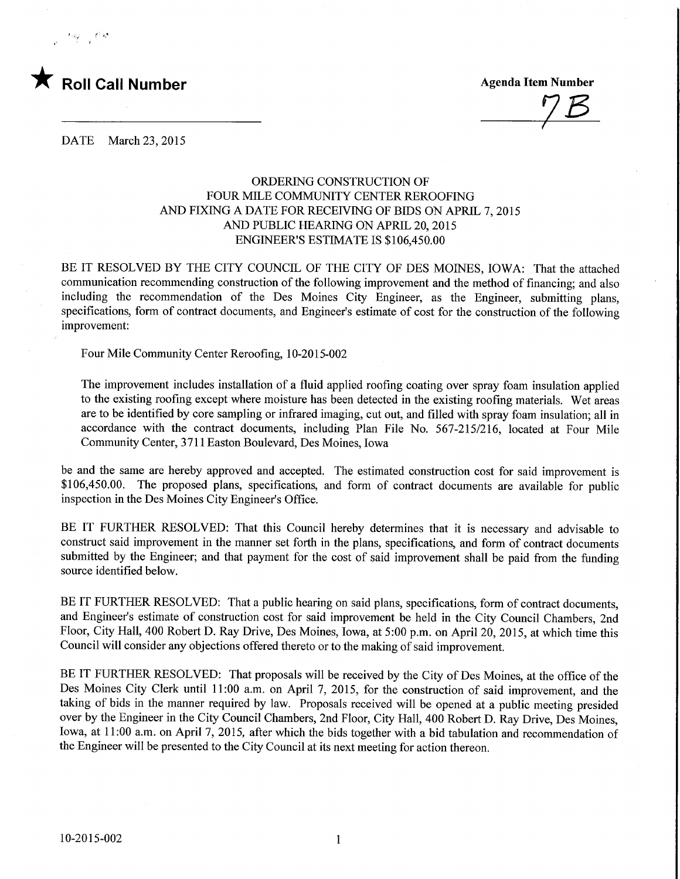★ **Roll Call Number**

**Agenda Item Number**

7B

DATE March 23, 2015

ORDERING CONSTRUCTION OF
FOUR MILE COMMUNITY CENTER REROOFING
AND FIXING A DATE FOR RECEIVING OF BIDS ON APRIL 7, 2015
AND PUBLIC HEARING ON APRIL 20, 2015
ENGINEER'S ESTIMATE IS $106,450.00

BE IT RESOLVED BY THE CITY COUNCIL OF THE CITY OF DES MOINES, IOWA: That the attached communication recommending construction of the following improvement and the method of financing; and also including the recommendation of the Des Moines City Engineer, as the Engineer, submitting plans, specifications, form of contract documents, and Engineer's estimate of cost for the construction of the following improvement:

Four Mile Community Center Reroofing, 10-2015-002

The improvement includes installation of a fluid applied roofing coating over spray foam insulation applied to the existing roofing except where moisture has been detected in the existing roofing materials. Wet areas are to be identified by core sampling or infrared imaging, cut out, and filled with spray foam insulation; all in accordance with the contract documents, including Plan File No. 567-215/216, located at Four Mile Community Center, 3711 Easton Boulevard, Des Moines, Iowa

be and the same are hereby approved and accepted. The estimated construction cost for said improvement is $106,450.00. The proposed plans, specifications, and form of contract documents are available for public inspection in the Des Moines City Engineer's Office.

BE IT FURTHER RESOLVED: That this Council hereby determines that it is necessary and advisable to construct said improvement in the manner set forth in the plans, specifications, and form of contract documents submitted by the Engineer; and that payment for the cost of said improvement shall be paid from the funding source identified below.

BE IT FURTHER RESOLVED: That a public hearing on said plans, specifications, form of contract documents, and Engineer's estimate of construction cost for said improvement be held in the City Council Chambers, 2nd Floor, City Hall, 400 Robert D. Ray Drive, Des Moines, Iowa, at 5:00 p.m. on April 20, 2015, at which time this Council will consider any objections offered thereto or to the making of said improvement.

BE IT FURTHER RESOLVED: That proposals will be received by the City of Des Moines, at the office of the Des Moines City Clerk until 11:00 a.m. on April 7, 2015, for the construction of said improvement, and the taking of bids in the manner required by law. Proposals received will be opened at a public meeting presided over by the Engineer in the City Council Chambers, 2nd Floor, City Hall, 400 Robert D. Ray Drive, Des Moines, Iowa, at 11:00 a.m. on April 7, 2015, after which the bids together with a bid tabulation and recommendation of the Engineer will be presented to the City Council at its next meeting for action thereon.

10-2015-002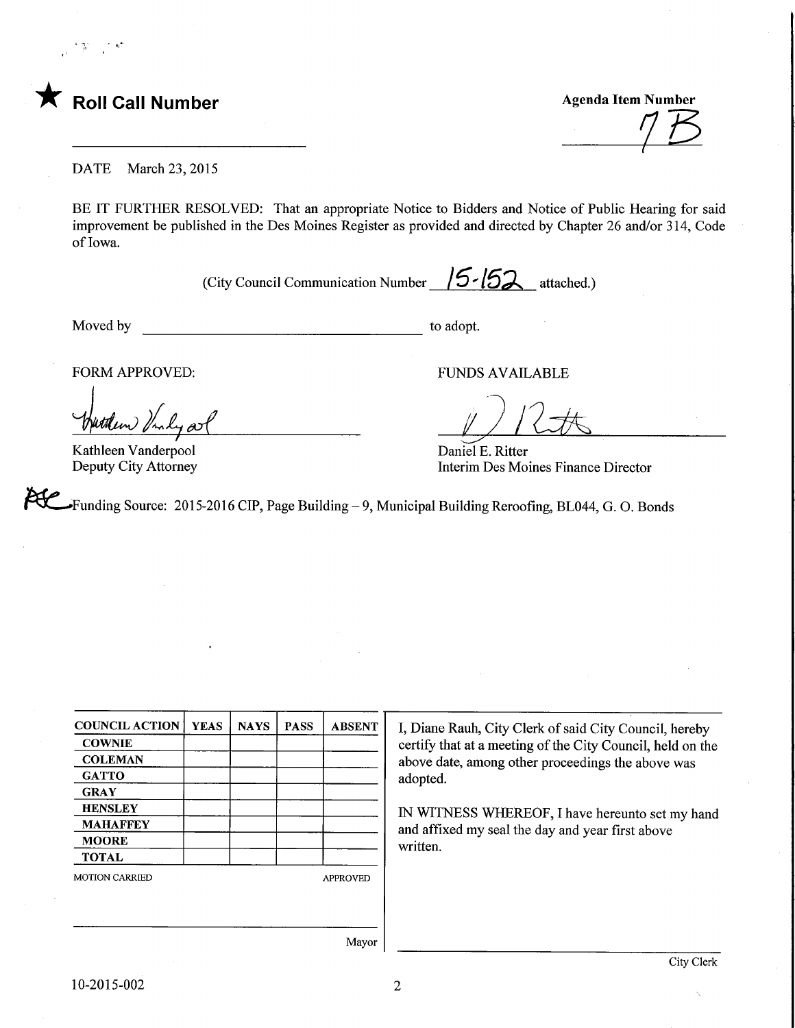★ **Roll Call Number**

**Agenda Item Number**

7B

DATE March 23, 2015

BE IT FURTHER RESOLVED: That an appropriate Notice to Bidders and Notice of Public Hearing for said improvement be published in the Des Moines Register as provided and directed by Chapter 26 and/or 314, Code of Iowa.

(City Council Communication Number 15-152 attached.)

Moved by ______________________ to adopt.

FORM APPROVED:

Kathleen Vanderpool
Deputy City Attorney

FUNDS AVAILABLE

Daniel E. Ritter
Interim Des Moines Finance Director

Funding Source: 2015-2016 CIP, Page Building – 9, Municipal Building Reroofing, BL044, G. O. Bonds

| COUNCIL ACTION | YEAS | NAYS | PASS | ABSENT |
|---|---|---|---|---|
| COWNIE | | | | |
| COLEMAN | | | | |
| GATTO | | | | |
| GRAY | | | | |
| HENSLEY | | | | |
| MAHAFFEY | | | | |
| MOORE | | | | |
| TOTAL | | | | |

MOTION CARRIED APPROVED

Mayor

I, Diane Rauh, City Clerk of said City Council, hereby certify that at a meeting of the City Council, held on the above date, among other proceedings the above was adopted.

IN WITNESS WHEREOF, I have hereunto set my hand and affixed my seal the day and year first above written.

City Clerk

10-2015-002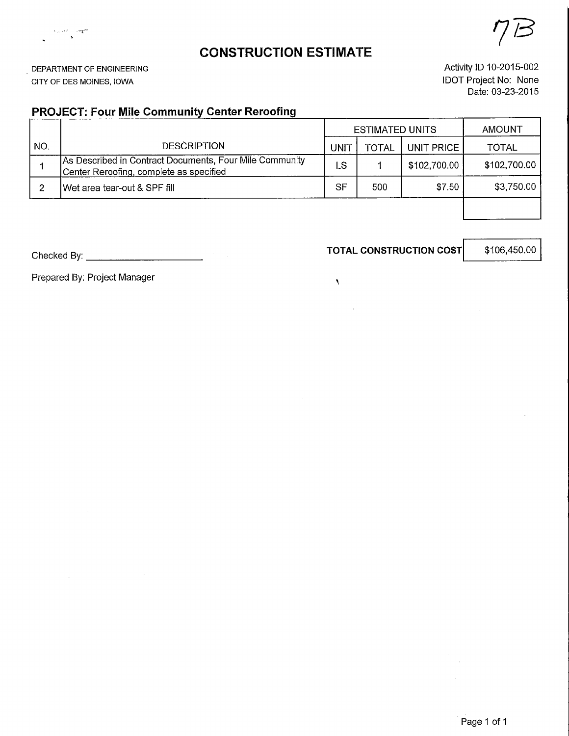7B

# CONSTRUCTION ESTIMATE

DEPARTMENT OF ENGINEERING
CITY OF DES MOINES, IOWA

Activity ID 10-2015-002
IDOT Project No: None
Date: 03-23-2015

## PROJECT: Four Mile Community Center Reroofing

| NO. | DESCRIPTION | ESTIMATED UNITS | | | AMOUNT |
|---|---|---|---|---|---|
| | | UNIT | TOTAL | UNIT PRICE | TOTAL |
| 1 | As Described in Contract Documents, Four Mile Community Center Reroofing, complete as specified | LS | 1 | $102,700.00 | $102,700.00 |
| 2 | Wet area tear-out & SPF fill | SF | 500 | $7.50 | $3,750.00 |

Checked By: ______________________

**TOTAL CONSTRUCTION COST** $106,450.00

Prepared By: Project Manager